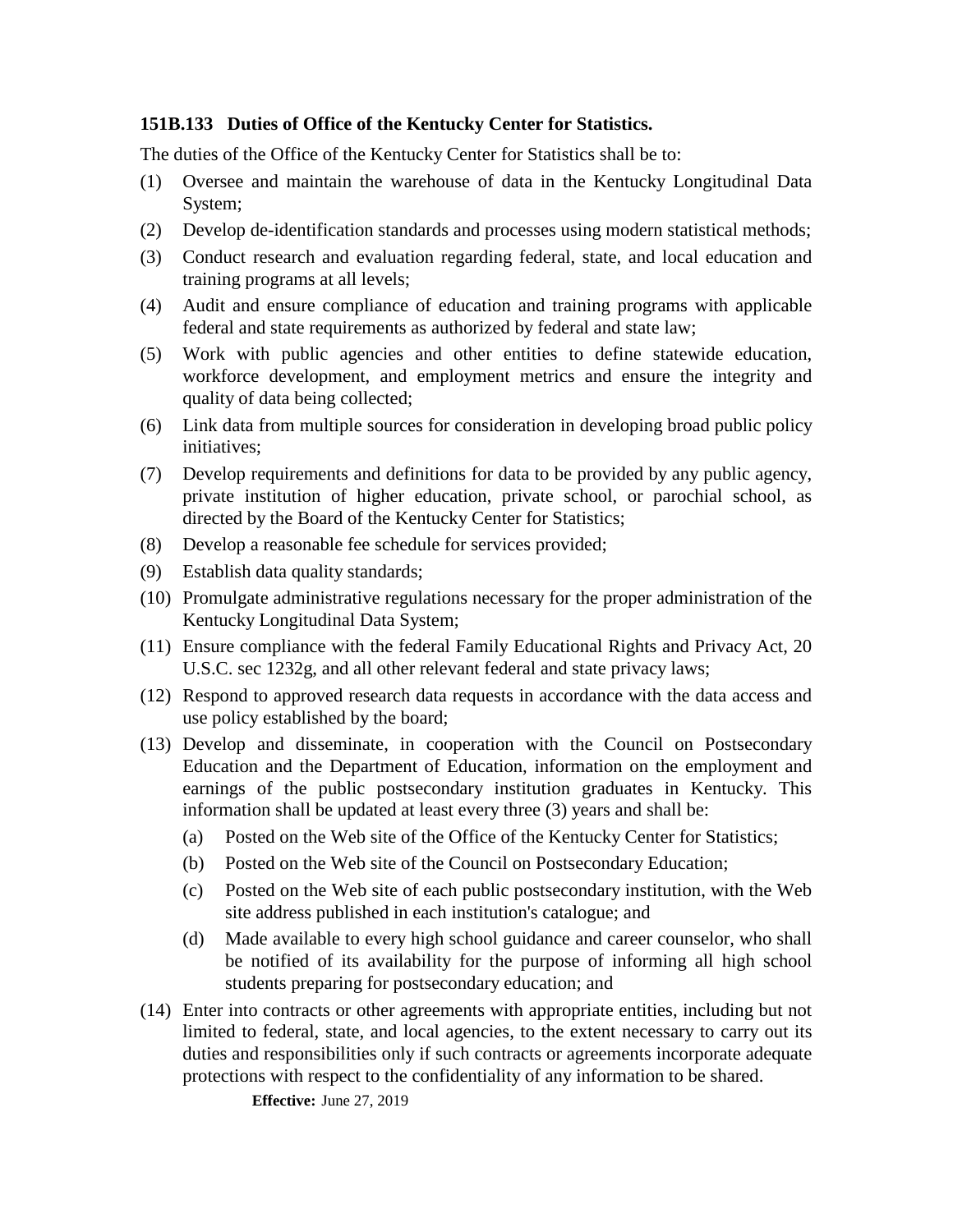**151B.133 Duties of Office of the Kentucky Center for Statistics.**

The duties of the Office of the Kentucky Center for Statistics shall be to:

(1) Oversee and maintain the warehouse of data in the Kentucky Longitudinal Data System;

(2) Develop de-identification standards and processes using modern statistical methods;

(3) Conduct research and evaluation regarding federal, state, and local education and training programs at all levels;

(4) Audit and ensure compliance of education and training programs with applicable federal and state requirements as authorized by federal and state law;

(5) Work with public agencies and other entities to define statewide education, workforce development, and employment metrics and ensure the integrity and quality of data being collected;

(6) Link data from multiple sources for consideration in developing broad public policy initiatives;

(7) Develop requirements and definitions for data to be provided by any public agency, private institution of higher education, private school, or parochial school, as directed by the Board of the Kentucky Center for Statistics;

(8) Develop a reasonable fee schedule for services provided;

(9) Establish data quality standards;

(10) Promulgate administrative regulations necessary for the proper administration of the Kentucky Longitudinal Data System;

(11) Ensure compliance with the federal Family Educational Rights and Privacy Act, 20 U.S.C. sec 1232g, and all other relevant federal and state privacy laws;

(12) Respond to approved research data requests in accordance with the data access and use policy established by the board;

(13) Develop and disseminate, in cooperation with the Council on Postsecondary Education and the Department of Education, information on the employment and earnings of the public postsecondary institution graduates in Kentucky. This information shall be updated at least every three (3) years and shall be:

  (a) Posted on the Web site of the Office of the Kentucky Center for Statistics;

  (b) Posted on the Web site of the Council on Postsecondary Education;

  (c) Posted on the Web site of each public postsecondary institution, with the Web site address published in each institution's catalogue; and

  (d) Made available to every high school guidance and career counselor, who shall be notified of its availability for the purpose of informing all high school students preparing for postsecondary education; and

(14) Enter into contracts or other agreements with appropriate entities, including but not limited to federal, state, and local agencies, to the extent necessary to carry out its duties and responsibilities only if such contracts or agreements incorporate adequate protections with respect to the confidentiality of any information to be shared.

**Effective:** June 27, 2019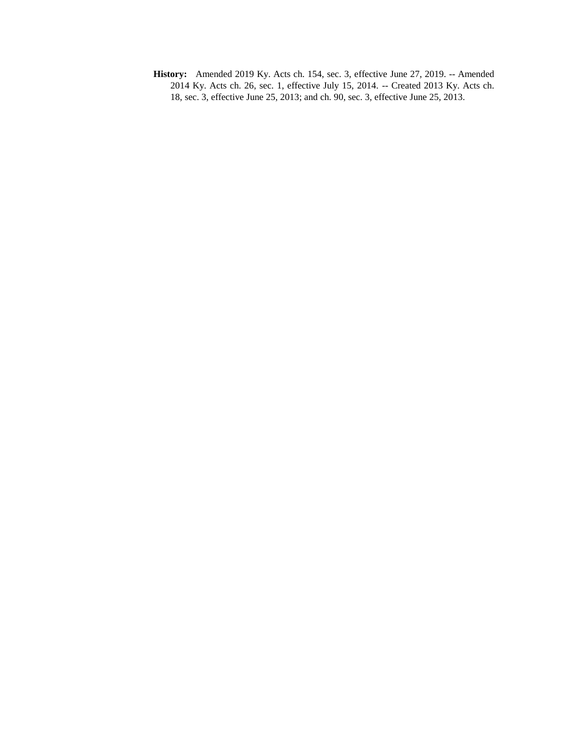**History:** Amended 2019 Ky. Acts ch. 154, sec. 3, effective June 27, 2019. -- Amended 2014 Ky. Acts ch. 26, sec. 1, effective July 15, 2014. -- Created 2013 Ky. Acts ch. 18, sec. 3, effective June 25, 2013; and ch. 90, sec. 3, effective June 25, 2013.